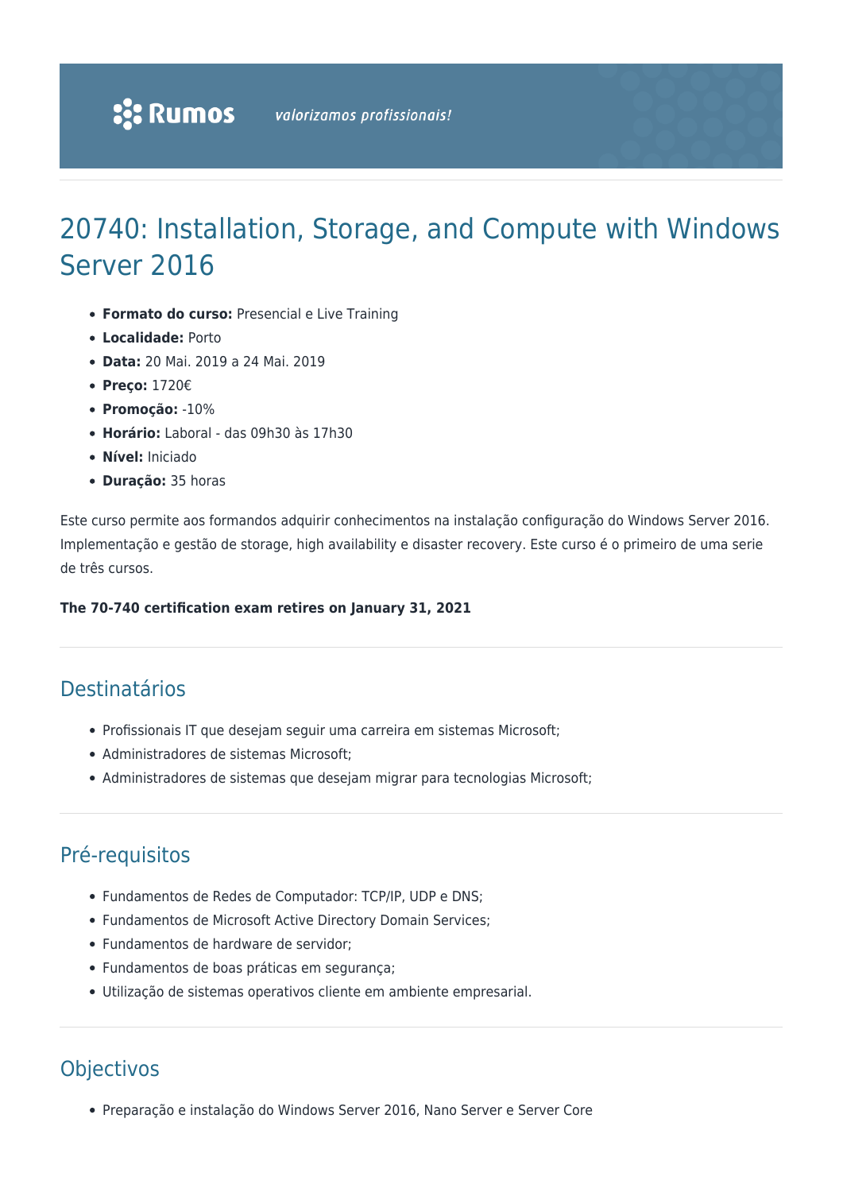# 20740: Installation, Storage, and Compute with Windows Server 2016

- **Formato do curso:** Presencial e Live Training
- **Localidade:** Porto
- **Data:** 20 Mai. 2019 a 24 Mai. 2019
- **Preço:** 1720€
- **Promoção:** -10%
- **Horário:** Laboral - das 09h30 às 17h30
- **Nível:** Iniciado
- **Duração:** 35 horas

Este curso permite aos formandos adquirir conhecimentos na instalação configuração do Windows Server 2016. Implementação e gestão de storage, high availability e disaster recovery. Este curso é o primeiro de uma serie de três cursos.

**The 70-740 certification exam retires on January 31, 2021**

## Destinatários

- Profissionais IT que desejam seguir uma carreira em sistemas Microsoft;
- Administradores de sistemas Microsoft;
- Administradores de sistemas que desejam migrar para tecnologias Microsoft;

## Pré-requisitos

- Fundamentos de Redes de Computador: TCP/IP, UDP e DNS;
- Fundamentos de Microsoft Active Directory Domain Services;
- Fundamentos de hardware de servidor;
- Fundamentos de boas práticas em segurança;
- Utilização de sistemas operativos cliente em ambiente empresarial.

## Objectivos

- Preparação e instalação do Windows Server 2016, Nano Server e Server Core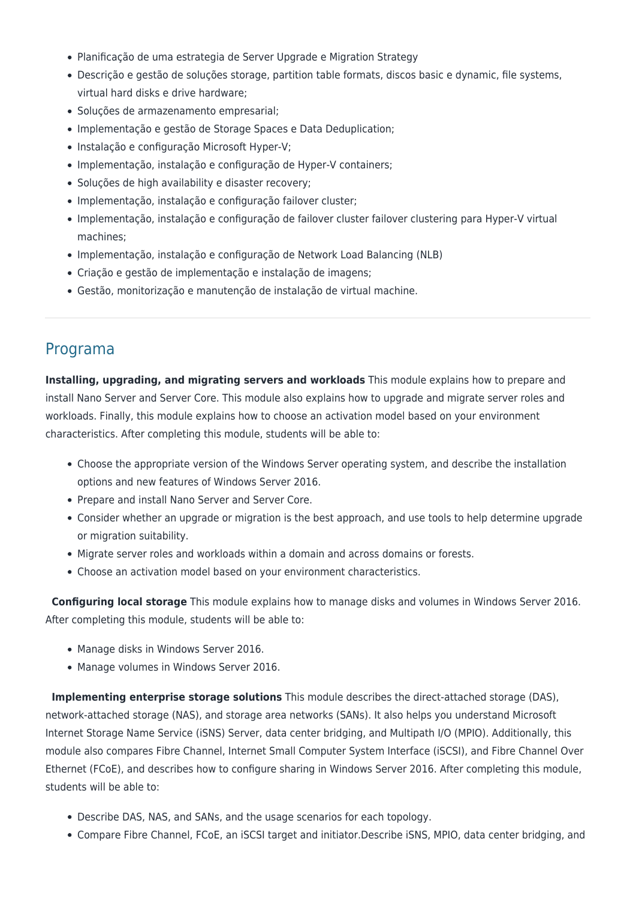- Planificação de uma estrategia de Server Upgrade e Migration Strategy
- Descrição e gestão de soluções storage, partition table formats, discos basic e dynamic, file systems, virtual hard disks e drive hardware;
- Soluções de armazenamento empresarial;
- Implementação e gestão de Storage Spaces e Data Deduplication;
- Instalação e configuração Microsoft Hyper-V;
- Implementação, instalação e configuração de Hyper-V containers;
- Soluções de high availability e disaster recovery;
- Implementação, instalação e configuração failover cluster;
- Implementação, instalação e configuração de failover cluster failover clustering para Hyper-V virtual machines;
- Implementação, instalação e configuração de Network Load Balancing (NLB)
- Criação e gestão de implementação e instalação de imagens;
- Gestão, monitorização e manutenção de instalação de virtual machine.

---

## Programa

**Installing, upgrading, and migrating servers and workloads** This module explains how to prepare and install Nano Server and Server Core. This module also explains how to upgrade and migrate server roles and workloads. Finally, this module explains how to choose an activation model based on your environment characteristics. After completing this module, students will be able to:

- Choose the appropriate version of the Windows Server operating system, and describe the installation options and new features of Windows Server 2016.
- Prepare and install Nano Server and Server Core.
- Consider whether an upgrade or migration is the best approach, and use tools to help determine upgrade or migration suitability.
- Migrate server roles and workloads within a domain and across domains or forests.
- Choose an activation model based on your environment characteristics.

**Configuring local storage** This module explains how to manage disks and volumes in Windows Server 2016. After completing this module, students will be able to:

- Manage disks in Windows Server 2016.
- Manage volumes in Windows Server 2016.

**Implementing enterprise storage solutions** This module describes the direct-attached storage (DAS), network-attached storage (NAS), and storage area networks (SANs). It also helps you understand Microsoft Internet Storage Name Service (iSNS) Server, data center bridging, and Multipath I/O (MPIO). Additionally, this module also compares Fibre Channel, Internet Small Computer System Interface (iSCSI), and Fibre Channel Over Ethernet (FCoE), and describes how to configure sharing in Windows Server 2016. After completing this module, students will be able to:

- Describe DAS, NAS, and SANs, and the usage scenarios for each topology.
- Compare Fibre Channel, FCoE, an iSCSI target and initiator.Describe iSNS, MPIO, data center bridging, and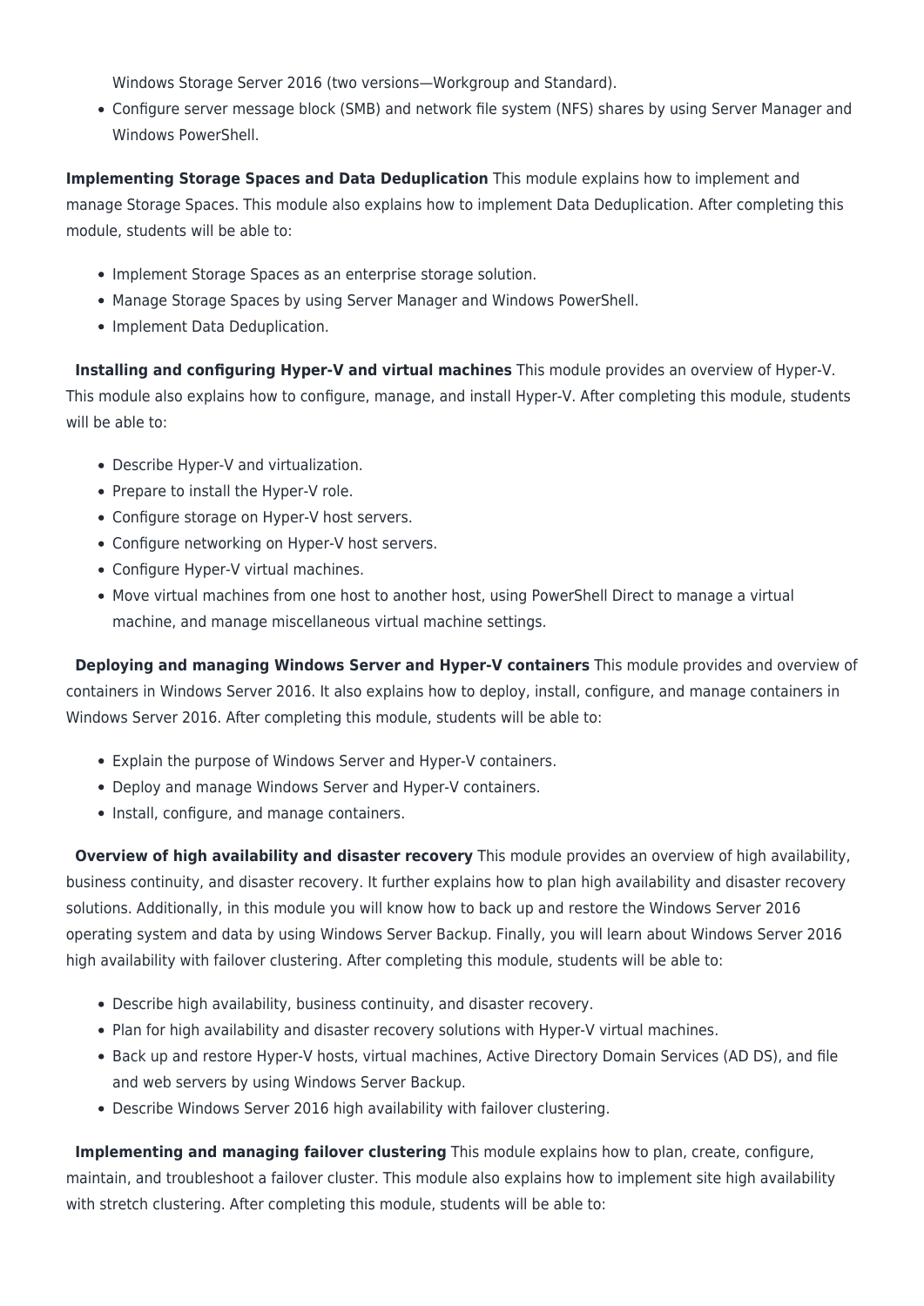Windows Storage Server 2016 (two versions—Workgroup and Standard).
- Configure server message block (SMB) and network file system (NFS) shares by using Server Manager and Windows PowerShell.

**Implementing Storage Spaces and Data Deduplication** This module explains how to implement and manage Storage Spaces. This module also explains how to implement Data Deduplication. After completing this module, students will be able to:

- Implement Storage Spaces as an enterprise storage solution.
- Manage Storage Spaces by using Server Manager and Windows PowerShell.
- Implement Data Deduplication.

**Installing and configuring Hyper-V and virtual machines** This module provides an overview of Hyper-V. This module also explains how to configure, manage, and install Hyper-V. After completing this module, students will be able to:

- Describe Hyper-V and virtualization.
- Prepare to install the Hyper-V role.
- Configure storage on Hyper-V host servers.
- Configure networking on Hyper-V host servers.
- Configure Hyper-V virtual machines.
- Move virtual machines from one host to another host, using PowerShell Direct to manage a virtual machine, and manage miscellaneous virtual machine settings.

**Deploying and managing Windows Server and Hyper-V containers** This module provides and overview of containers in Windows Server 2016. It also explains how to deploy, install, configure, and manage containers in Windows Server 2016. After completing this module, students will be able to:

- Explain the purpose of Windows Server and Hyper-V containers.
- Deploy and manage Windows Server and Hyper-V containers.
- Install, configure, and manage containers.

**Overview of high availability and disaster recovery** This module provides an overview of high availability, business continuity, and disaster recovery. It further explains how to plan high availability and disaster recovery solutions. Additionally, in this module you will know how to back up and restore the Windows Server 2016 operating system and data by using Windows Server Backup. Finally, you will learn about Windows Server 2016 high availability with failover clustering. After completing this module, students will be able to:

- Describe high availability, business continuity, and disaster recovery.
- Plan for high availability and disaster recovery solutions with Hyper-V virtual machines.
- Back up and restore Hyper-V hosts, virtual machines, Active Directory Domain Services (AD DS), and file and web servers by using Windows Server Backup.
- Describe Windows Server 2016 high availability with failover clustering.

**Implementing and managing failover clustering** This module explains how to plan, create, configure, maintain, and troubleshoot a failover cluster. This module also explains how to implement site high availability with stretch clustering. After completing this module, students will be able to: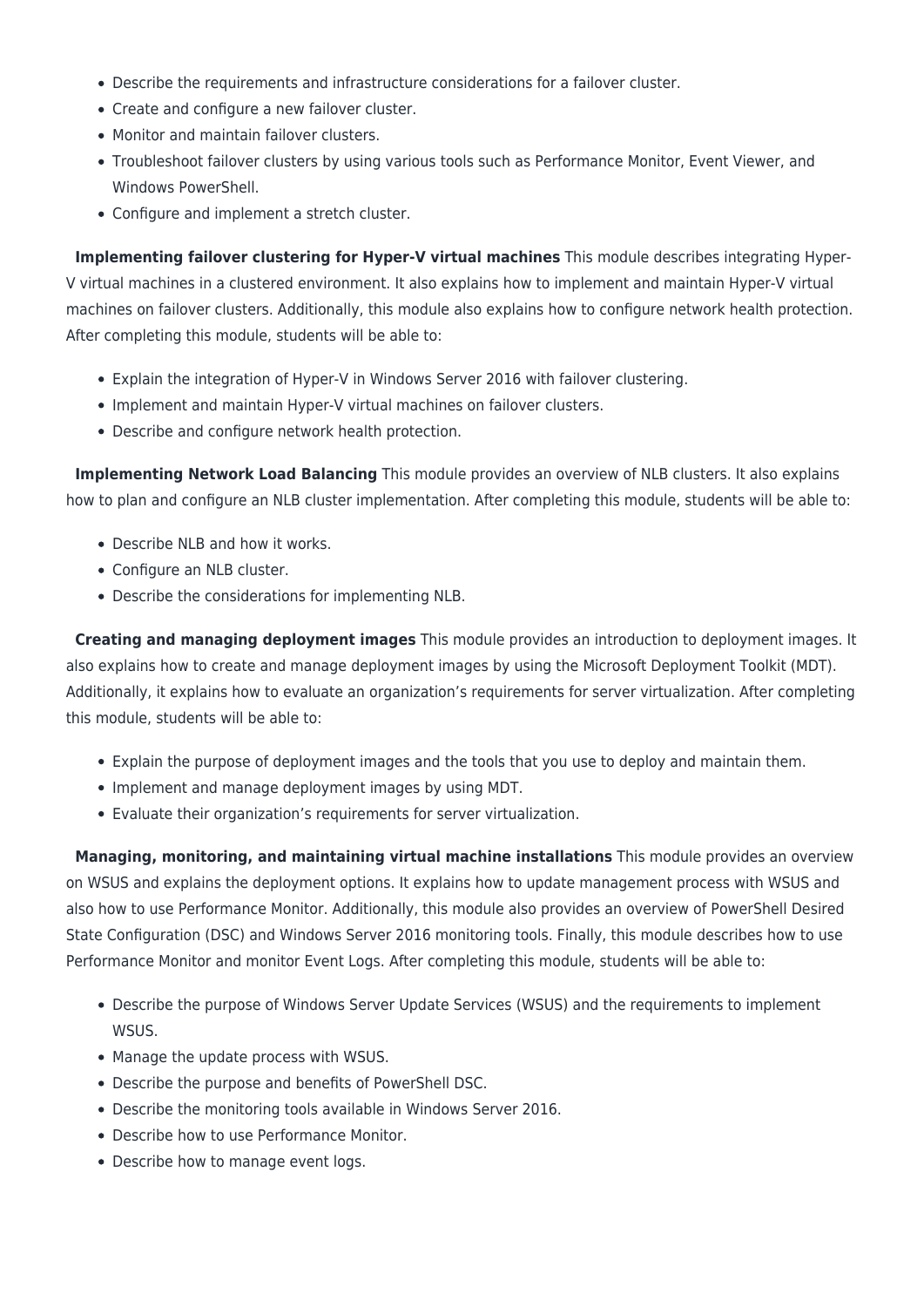- Describe the requirements and infrastructure considerations for a failover cluster.
- Create and configure a new failover cluster.
- Monitor and maintain failover clusters.
- Troubleshoot failover clusters by using various tools such as Performance Monitor, Event Viewer, and Windows PowerShell.
- Configure and implement a stretch cluster.

**Implementing failover clustering for Hyper-V virtual machines** This module describes integrating Hyper-V virtual machines in a clustered environment. It also explains how to implement and maintain Hyper-V virtual machines on failover clusters. Additionally, this module also explains how to configure network health protection. After completing this module, students will be able to:

- Explain the integration of Hyper-V in Windows Server 2016 with failover clustering.
- Implement and maintain Hyper-V virtual machines on failover clusters.
- Describe and configure network health protection.

**Implementing Network Load Balancing** This module provides an overview of NLB clusters. It also explains how to plan and configure an NLB cluster implementation. After completing this module, students will be able to:

- Describe NLB and how it works.
- Configure an NLB cluster.
- Describe the considerations for implementing NLB.

**Creating and managing deployment images** This module provides an introduction to deployment images. It also explains how to create and manage deployment images by using the Microsoft Deployment Toolkit (MDT). Additionally, it explains how to evaluate an organization's requirements for server virtualization. After completing this module, students will be able to:

- Explain the purpose of deployment images and the tools that you use to deploy and maintain them.
- Implement and manage deployment images by using MDT.
- Evaluate their organization's requirements for server virtualization.

**Managing, monitoring, and maintaining virtual machine installations** This module provides an overview on WSUS and explains the deployment options. It explains how to update management process with WSUS and also how to use Performance Monitor. Additionally, this module also provides an overview of PowerShell Desired State Configuration (DSC) and Windows Server 2016 monitoring tools. Finally, this module describes how to use Performance Monitor and monitor Event Logs. After completing this module, students will be able to:

- Describe the purpose of Windows Server Update Services (WSUS) and the requirements to implement WSUS.
- Manage the update process with WSUS.
- Describe the purpose and benefits of PowerShell DSC.
- Describe the monitoring tools available in Windows Server 2016.
- Describe how to use Performance Monitor.
- Describe how to manage event logs.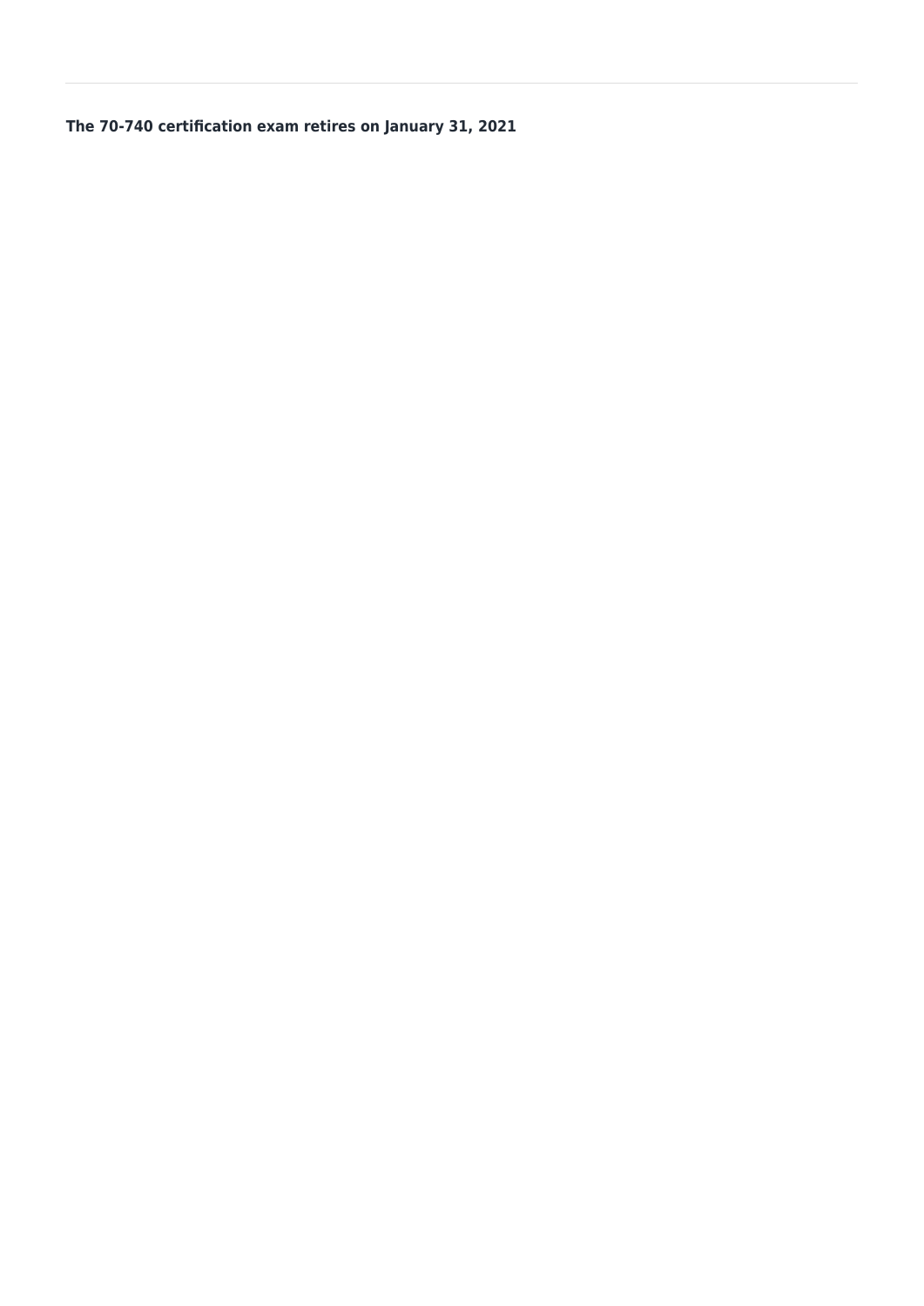**The 70-740 certification exam retires on January 31, 2021**